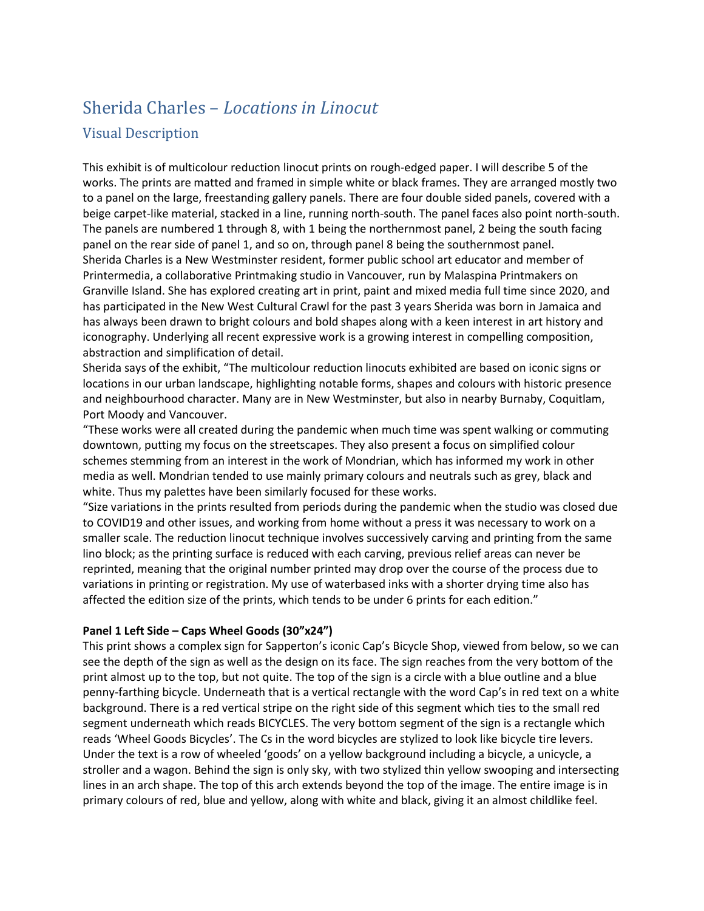# Sherida Charles – *Locations in Linocut*

## Visual Description

This exhibit is of multicolour reduction linocut prints on rough-edged paper. I will describe 5 of the works. The prints are matted and framed in simple white or black frames. They are arranged mostly two to a panel on the large, freestanding gallery panels. There are four double sided panels, covered with a beige carpet-like material, stacked in a line, running north-south. The panel faces also point north-south. The panels are numbered 1 through 8, with 1 being the northernmost panel, 2 being the south facing panel on the rear side of panel 1, and so on, through panel 8 being the southernmost panel.
Sherida Charles is a New Westminster resident, former public school art educator and member of Printermedia, a collaborative Printmaking studio in Vancouver, run by Malaspina Printmakers on Granville Island. She has explored creating art in print, paint and mixed media full time since 2020, and has participated in the New West Cultural Crawl for the past 3 years Sherida was born in Jamaica and has always been drawn to bright colours and bold shapes along with a keen interest in art history and iconography. Underlying all recent expressive work is a growing interest in compelling composition, abstraction and simplification of detail.
Sherida says of the exhibit, "The multicolour reduction linocuts exhibited are based on iconic signs or locations in our urban landscape, highlighting notable forms, shapes and colours with historic presence and neighbourhood character. Many are in New Westminster, but also in nearby Burnaby, Coquitlam, Port Moody and Vancouver.
"These works were all created during the pandemic when much time was spent walking or commuting downtown, putting my focus on the streetscapes. They also present a focus on simplified colour schemes stemming from an interest in the work of Mondrian, which has informed my work in other media as well. Mondrian tended to use mainly primary colours and neutrals such as grey, black and white. Thus my palettes have been similarly focused for these works.
"Size variations in the prints resulted from periods during the pandemic when the studio was closed due to COVID19 and other issues, and working from home without a press it was necessary to work on a smaller scale. The reduction linocut technique involves successively carving and printing from the same lino block; as the printing surface is reduced with each carving, previous relief areas can never be reprinted, meaning that the original number printed may drop over the course of the process due to variations in printing or registration. My use of waterbased inks with a shorter drying time also has affected the edition size of the prints, which tends to be under 6 prints for each edition."

**Panel 1 Left Side – Caps Wheel Goods (30"x24")**

This print shows a complex sign for Sapperton's iconic Cap's Bicycle Shop, viewed from below, so we can see the depth of the sign as well as the design on its face. The sign reaches from the very bottom of the print almost up to the top, but not quite. The top of the sign is a circle with a blue outline and a blue penny-farthing bicycle. Underneath that is a vertical rectangle with the word Cap's in red text on a white background. There is a red vertical stripe on the right side of this segment which ties to the small red segment underneath which reads BICYCLES. The very bottom segment of the sign is a rectangle which reads 'Wheel Goods Bicycles'. The Cs in the word bicycles are stylized to look like bicycle tire levers. Under the text is a row of wheeled 'goods' on a yellow background including a bicycle, a unicycle, a stroller and a wagon. Behind the sign is only sky, with two stylized thin yellow swooping and intersecting lines in an arch shape. The top of this arch extends beyond the top of the image. The entire image is in primary colours of red, blue and yellow, along with white and black, giving it an almost childlike feel.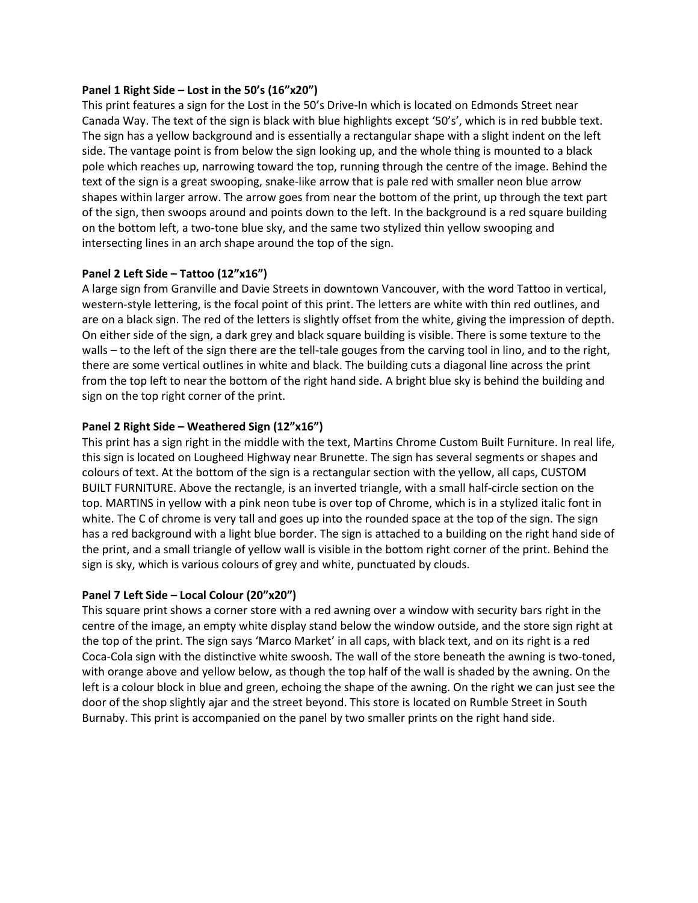**Panel 1 Right Side – Lost in the 50's (16"x20")**

This print features a sign for the Lost in the 50's Drive-In which is located on Edmonds Street near Canada Way. The text of the sign is black with blue highlights except '50's', which is in red bubble text. The sign has a yellow background and is essentially a rectangular shape with a slight indent on the left side. The vantage point is from below the sign looking up, and the whole thing is mounted to a black pole which reaches up, narrowing toward the top, running through the centre of the image. Behind the text of the sign is a great swooping, snake-like arrow that is pale red with smaller neon blue arrow shapes within larger arrow. The arrow goes from near the bottom of the print, up through the text part of the sign, then swoops around and points down to the left. In the background is a red square building on the bottom left, a two-tone blue sky, and the same two stylized thin yellow swooping and intersecting lines in an arch shape around the top of the sign.

**Panel 2 Left Side – Tattoo (12"x16")**

A large sign from Granville and Davie Streets in downtown Vancouver, with the word Tattoo in vertical, western-style lettering, is the focal point of this print. The letters are white with thin red outlines, and are on a black sign. The red of the letters is slightly offset from the white, giving the impression of depth. On either side of the sign, a dark grey and black square building is visible. There is some texture to the walls – to the left of the sign there are the tell-tale gouges from the carving tool in lino, and to the right, there are some vertical outlines in white and black. The building cuts a diagonal line across the print from the top left to near the bottom of the right hand side. A bright blue sky is behind the building and sign on the top right corner of the print.

**Panel 2 Right Side – Weathered Sign (12"x16")**

This print has a sign right in the middle with the text, Martins Chrome Custom Built Furniture. In real life, this sign is located on Lougheed Highway near Brunette. The sign has several segments or shapes and colours of text. At the bottom of the sign is a rectangular section with the yellow, all caps, CUSTOM BUILT FURNITURE. Above the rectangle, is an inverted triangle, with a small half-circle section on the top. MARTINS in yellow with a pink neon tube is over top of Chrome, which is in a stylized italic font in white. The C of chrome is very tall and goes up into the rounded space at the top of the sign. The sign has a red background with a light blue border. The sign is attached to a building on the right hand side of the print, and a small triangle of yellow wall is visible in the bottom right corner of the print. Behind the sign is sky, which is various colours of grey and white, punctuated by clouds.

**Panel 7 Left Side – Local Colour (20"x20")**

This square print shows a corner store with a red awning over a window with security bars right in the centre of the image, an empty white display stand below the window outside, and the store sign right at the top of the print. The sign says 'Marco Market' in all caps, with black text, and on its right is a red Coca-Cola sign with the distinctive white swoosh. The wall of the store beneath the awning is two-toned, with orange above and yellow below, as though the top half of the wall is shaded by the awning. On the left is a colour block in blue and green, echoing the shape of the awning. On the right we can just see the door of the shop slightly ajar and the street beyond. This store is located on Rumble Street in South Burnaby. This print is accompanied on the panel by two smaller prints on the right hand side.